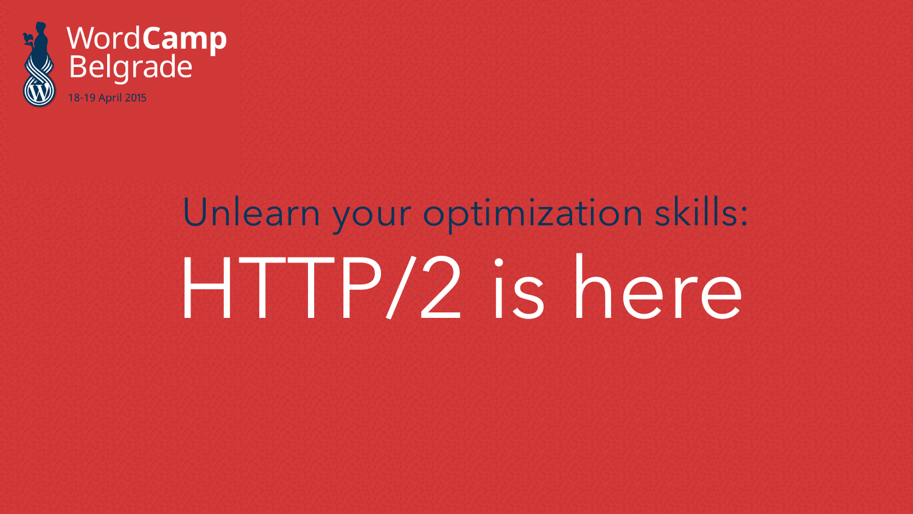WordCamp Belgrade
18-19 April 2015

## Unlearn your optimization skills:

# HTTP/2 is here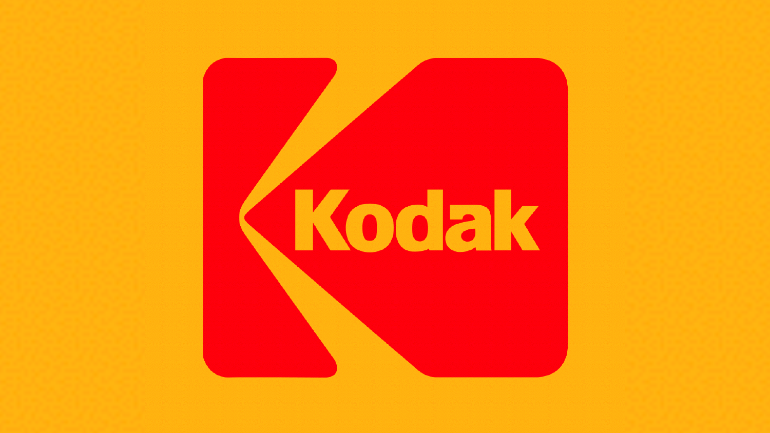Kodak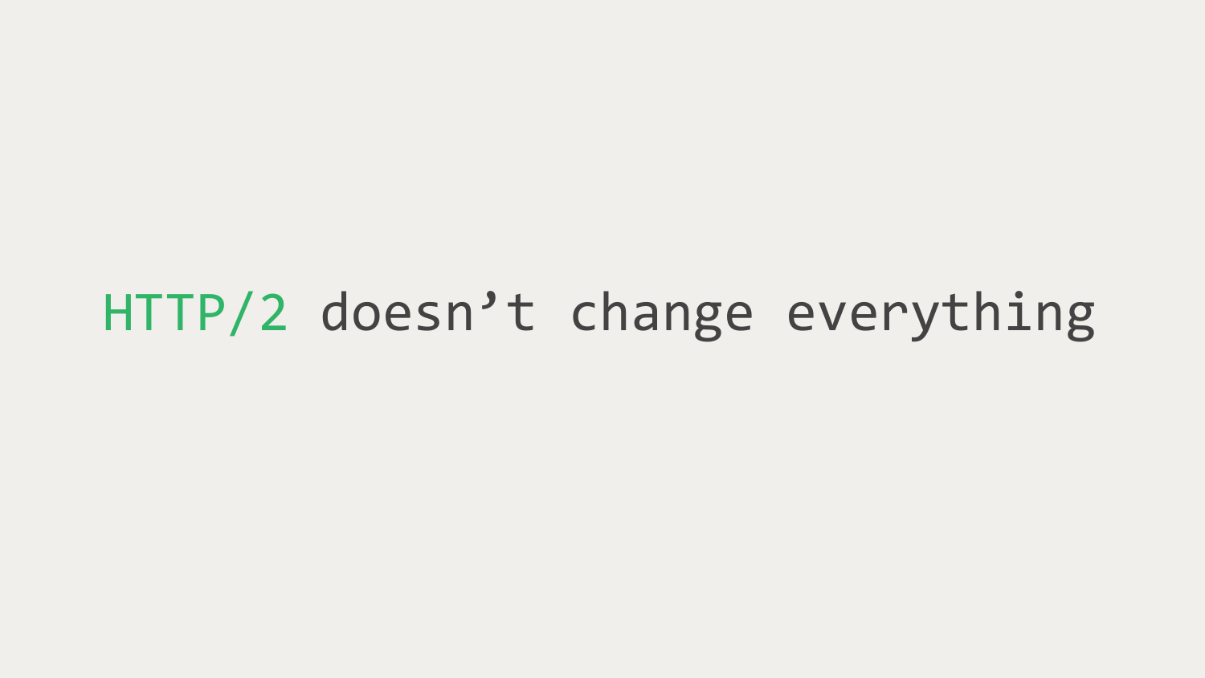# HTTP/2 doesn’t change everything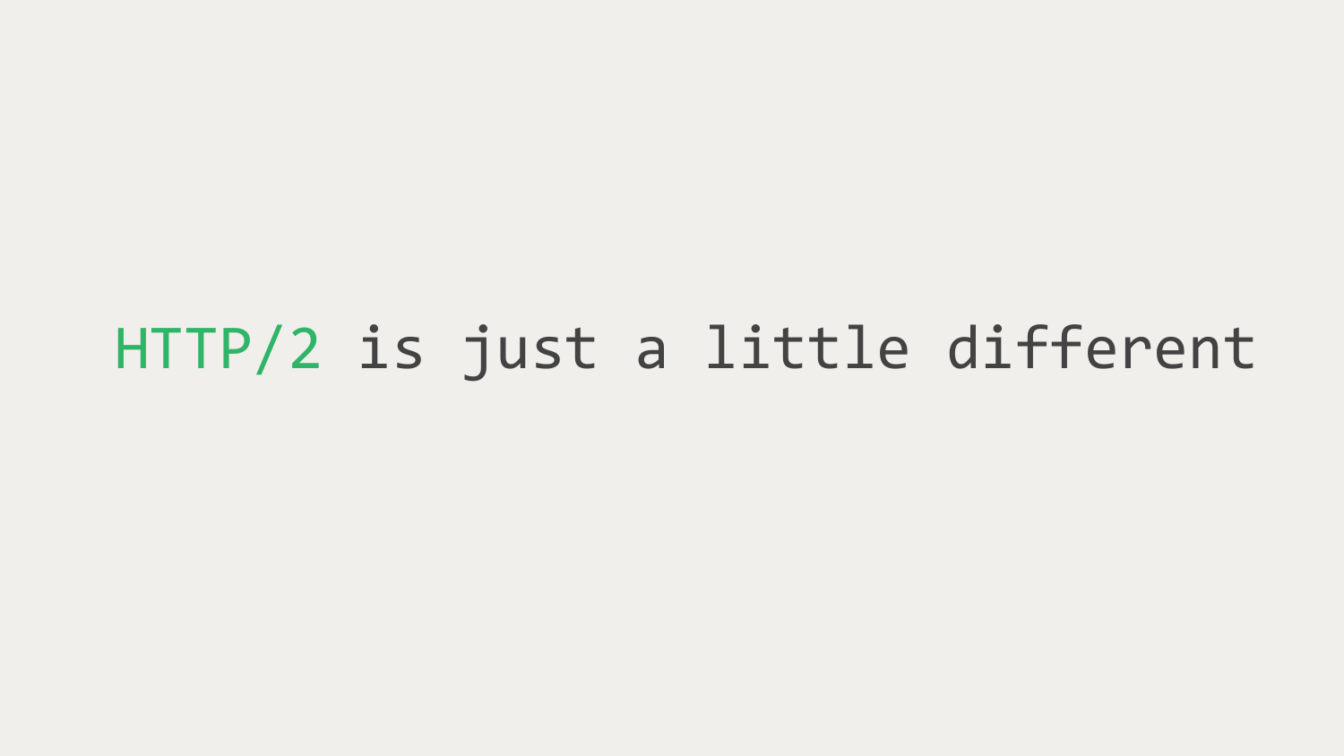HTTP/2 is just a little different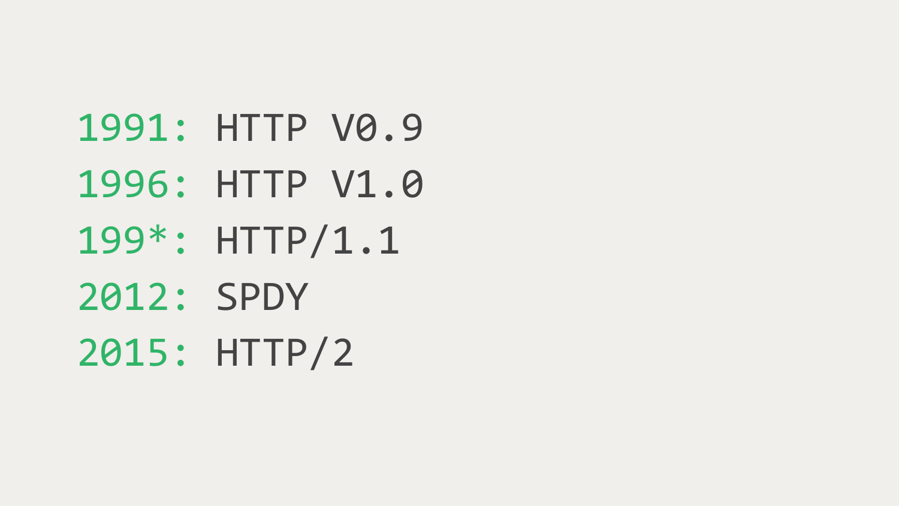1991: HTTP V0.9
1996: HTTP V1.0
199*: HTTP/1.1
2012: SPDY
2015: HTTP/2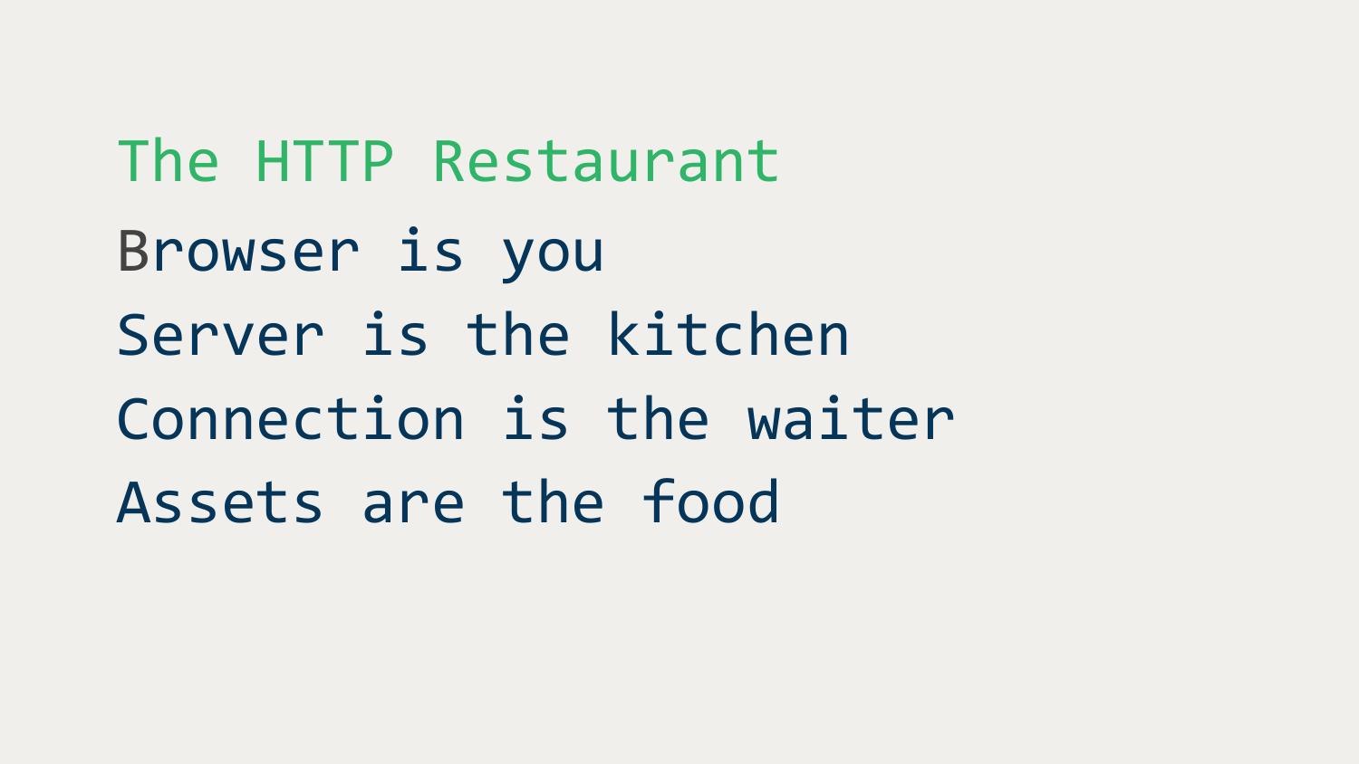# The HTTP Restaurant

Browser is you

Server is the kitchen

Connection is the waiter

Assets are the food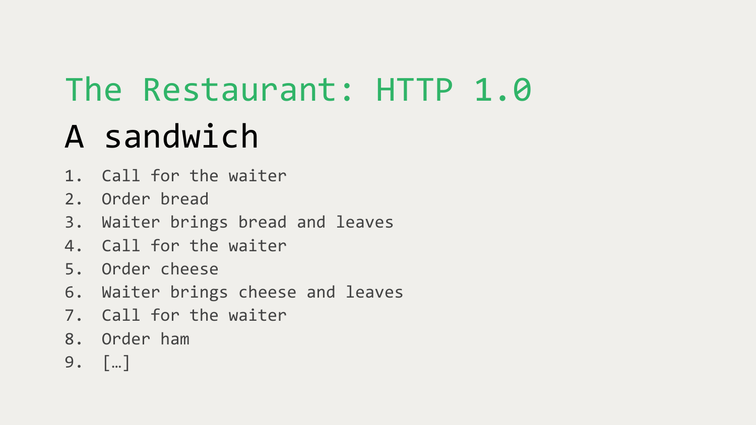# The Restaurant: HTTP 1.0

## A sandwich

1. Call for the waiter
2. Order bread
3. Waiter brings bread and leaves
4. Call for the waiter
5. Order cheese
6. Waiter brings cheese and leaves
7. Call for the waiter
8. Order ham
9. […]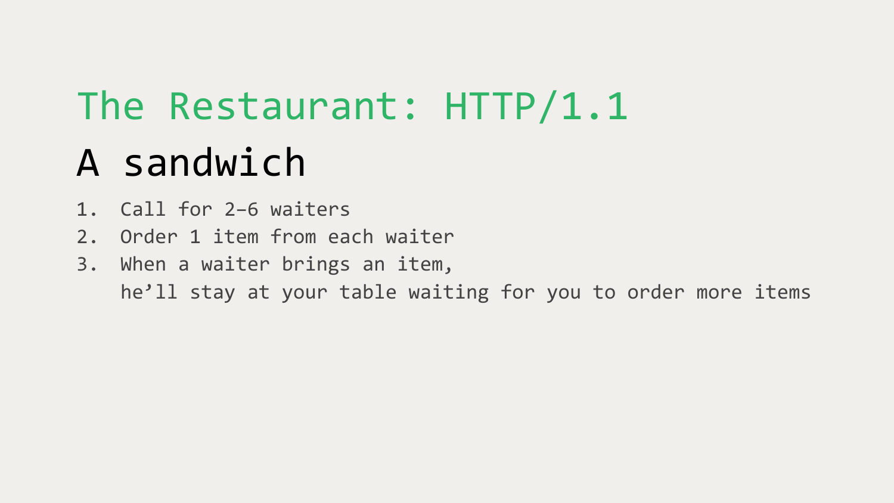# The Restaurant: HTTP/1.1

## A sandwich

1. Call for 2–6 waiters
2. Order 1 item from each waiter
3. When a waiter brings an item,
   he’ll stay at your table waiting for you to order more items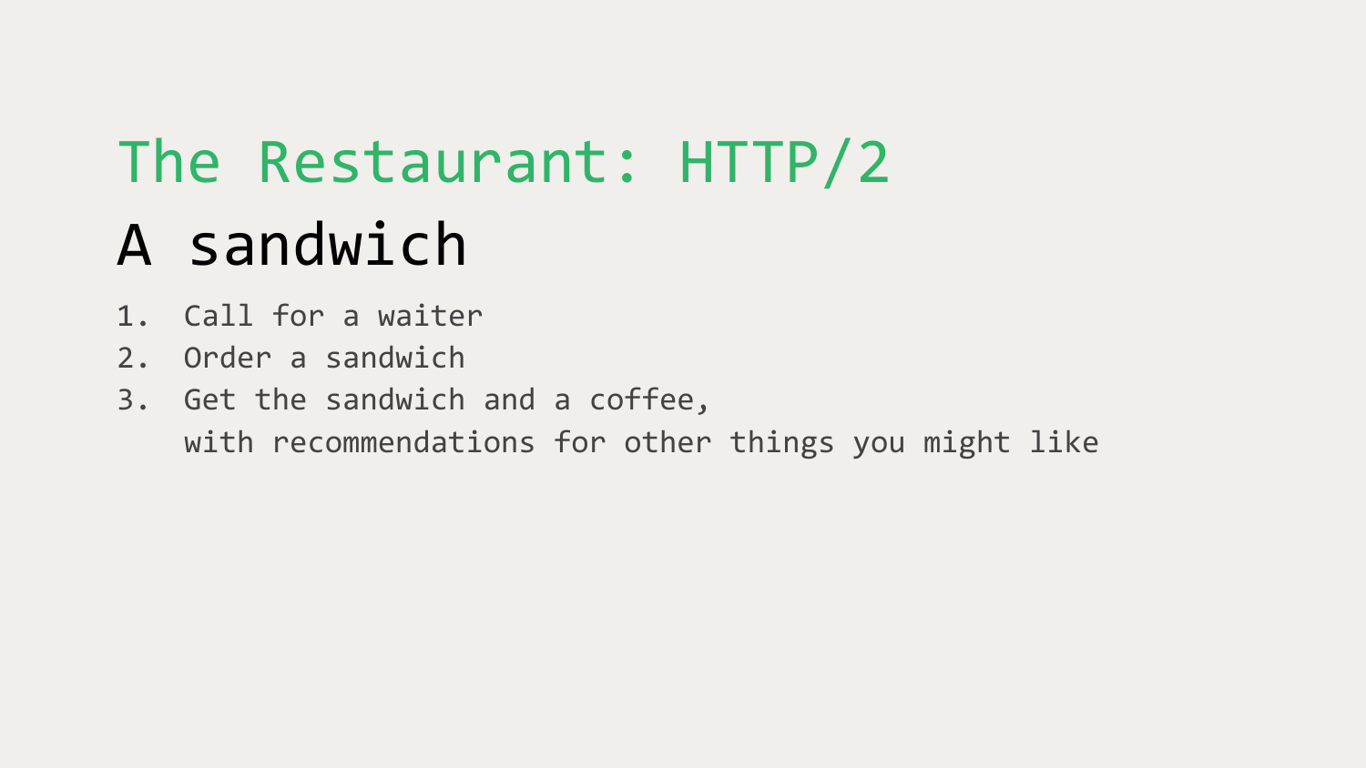# The Restaurant: HTTP/2

## A sandwich

1. Call for a waiter
2. Order a sandwich
3. Get the sandwich and a coffee,
   with recommendations for other things you might like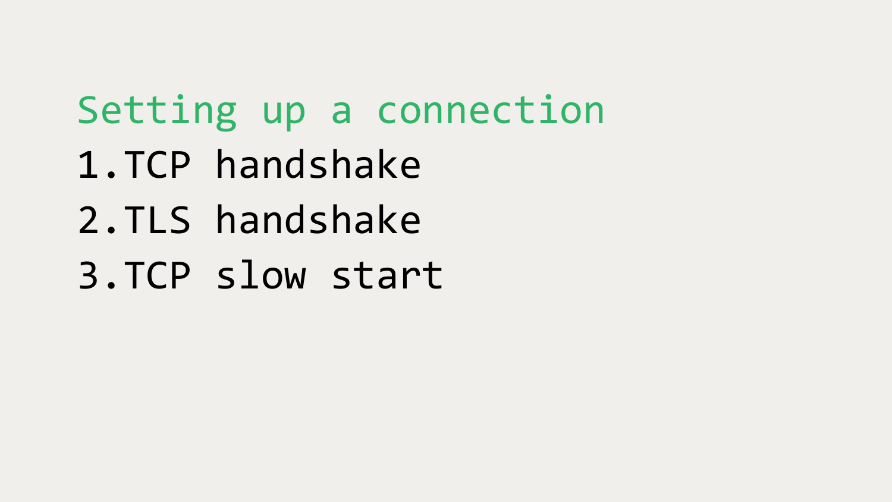## Setting up a connection

1. TCP handshake
2. TLS handshake
3. TCP slow start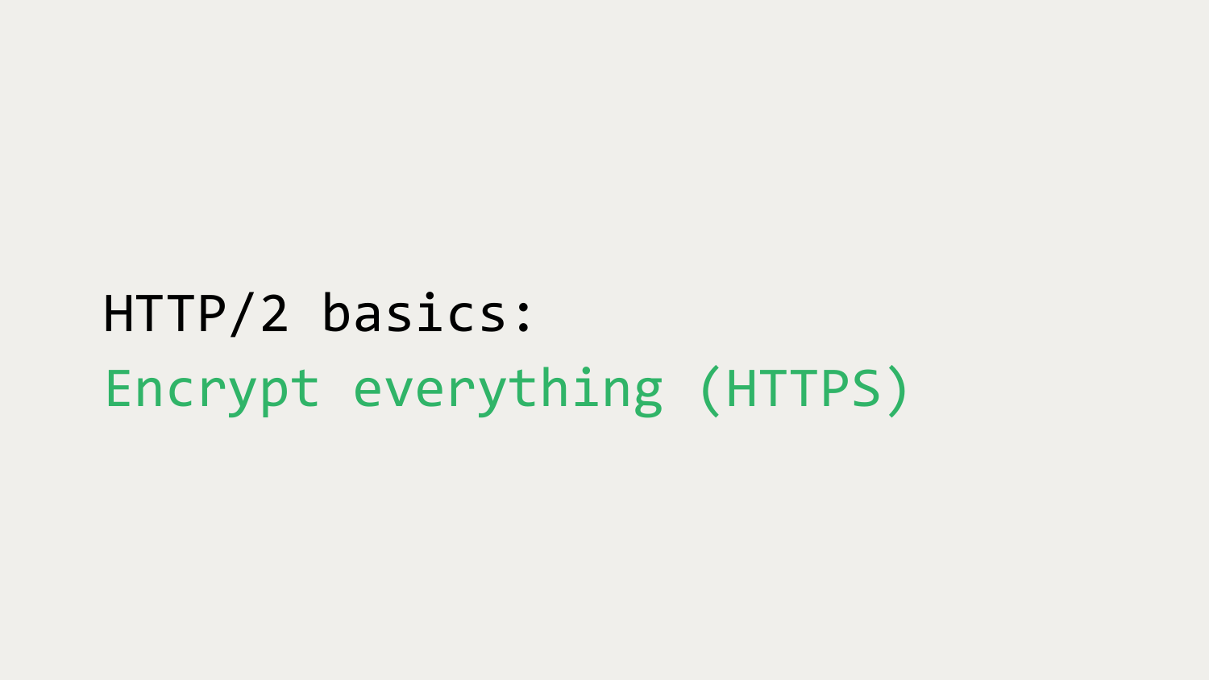# HTTP/2 basics:
## Encrypt everything (HTTPS)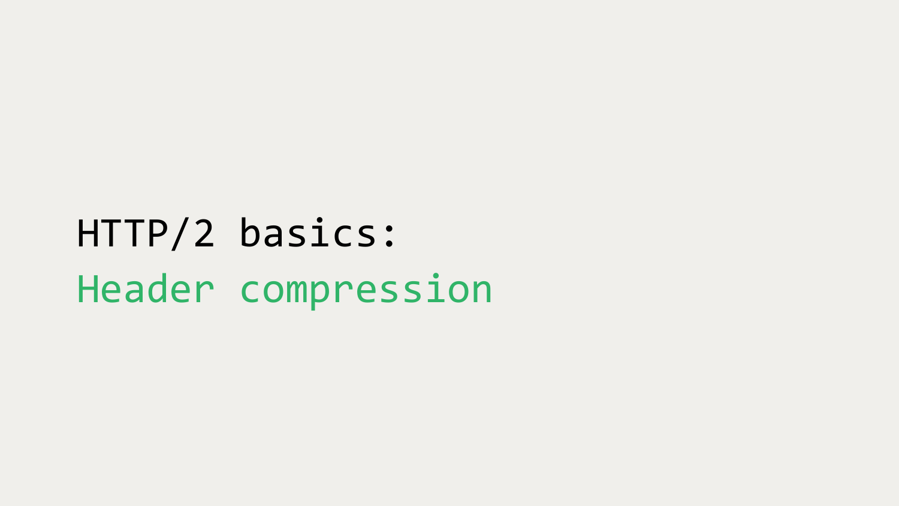# HTTP/2 basics:
## Header compression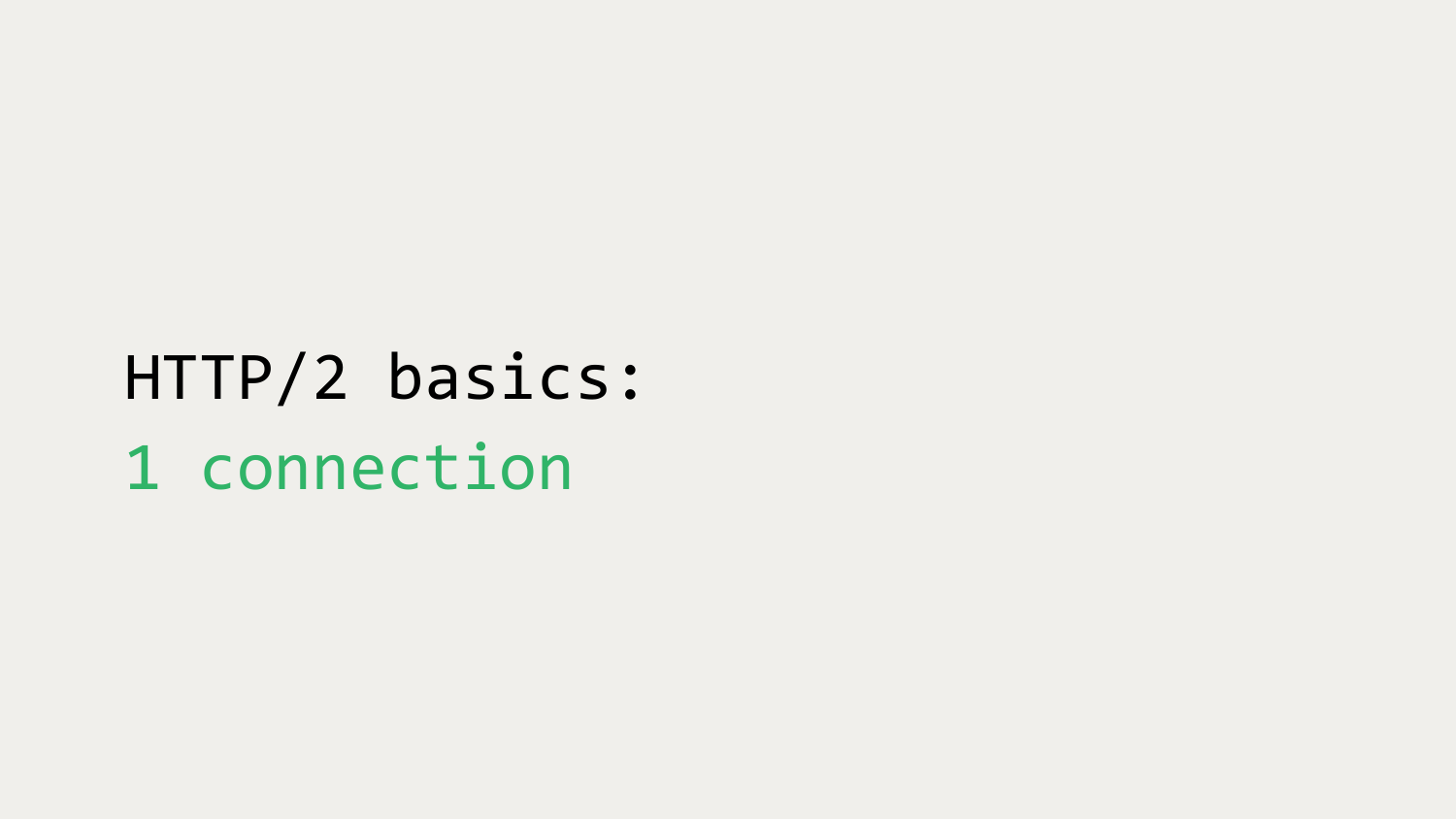HTTP/2 basics:

1 connection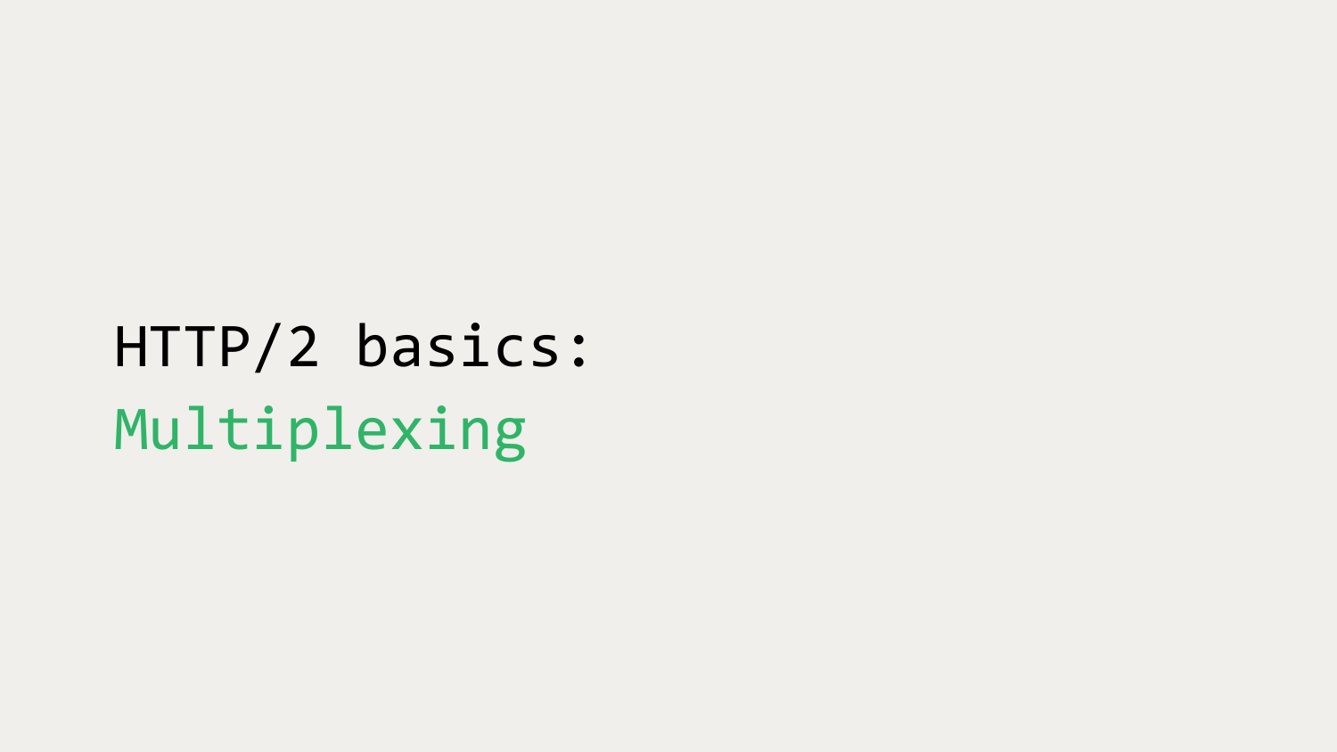# HTTP/2 basics:
# Multiplexing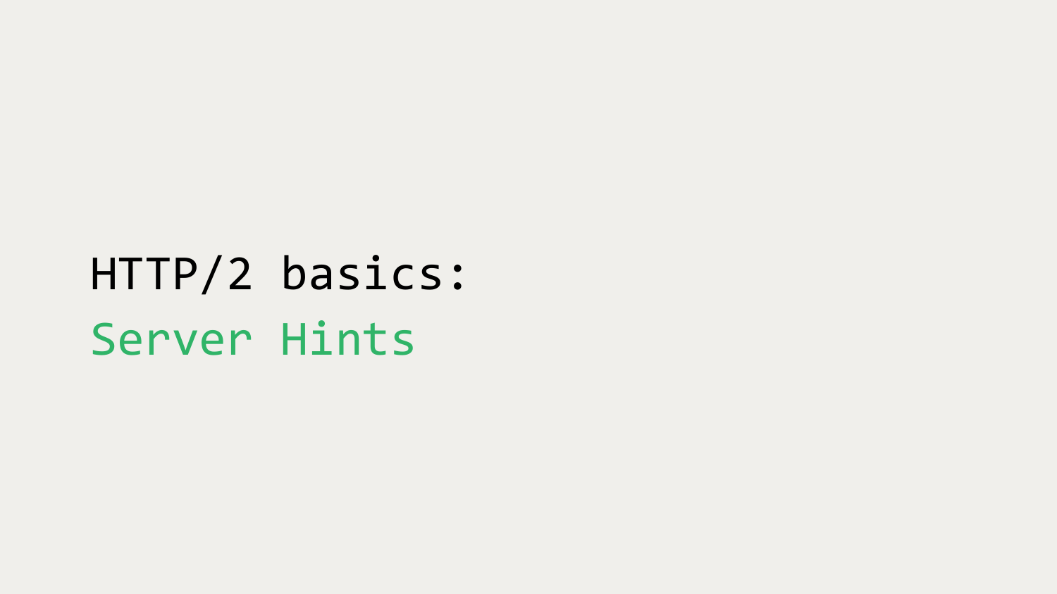# HTTP/2 basics:
## Server Hints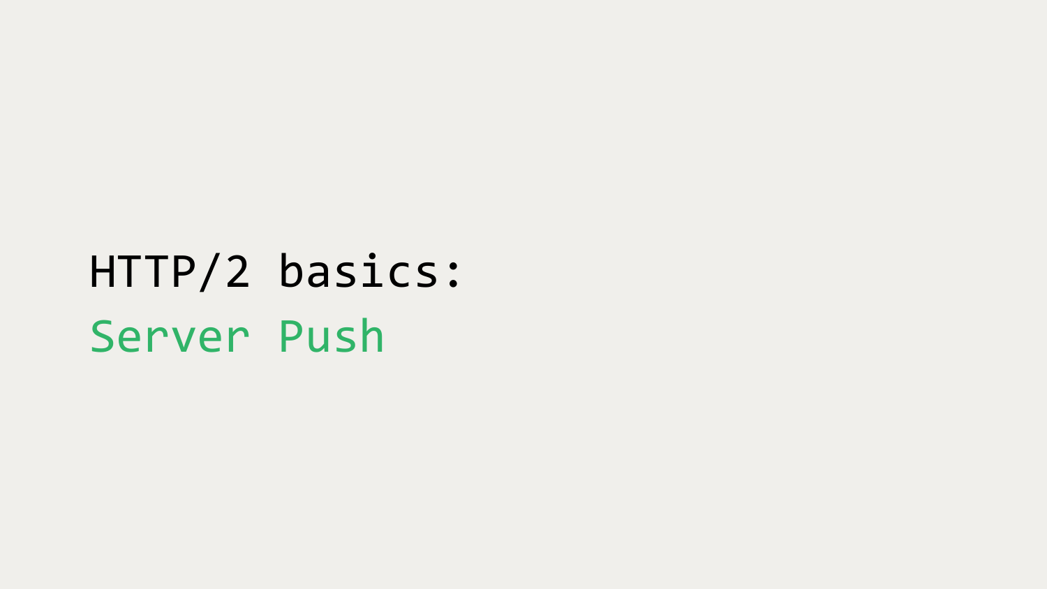# HTTP/2 basics:
# Server Push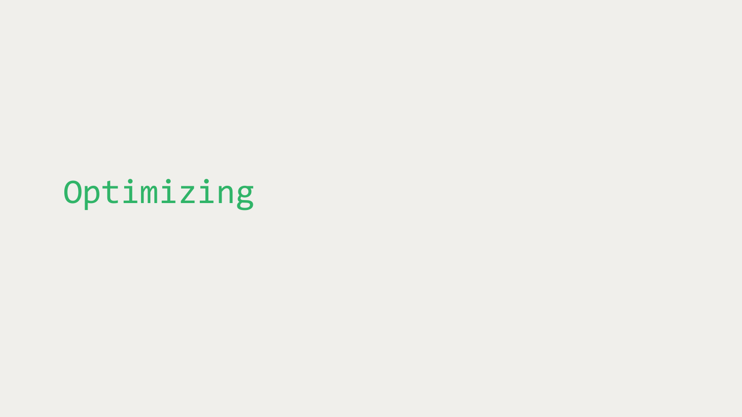# Optimizing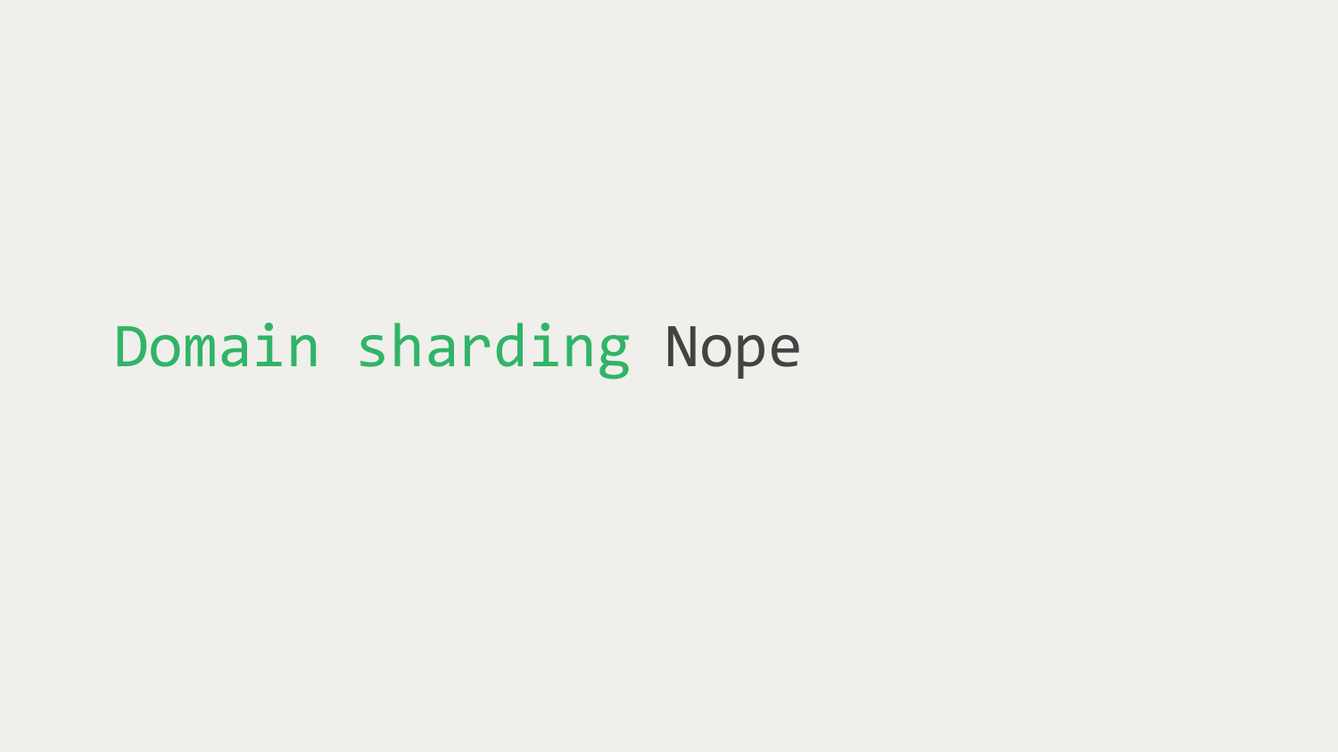`Domain sharding` Nope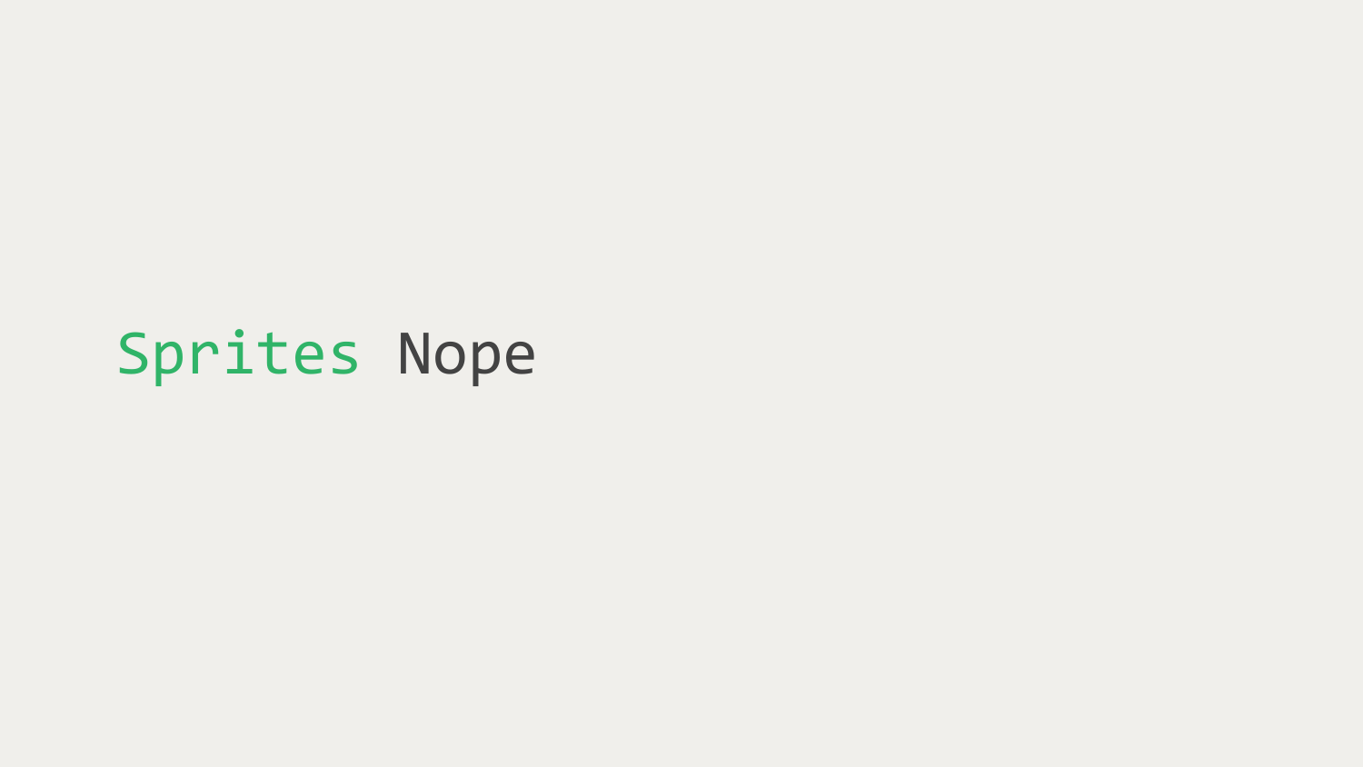Sprites Nope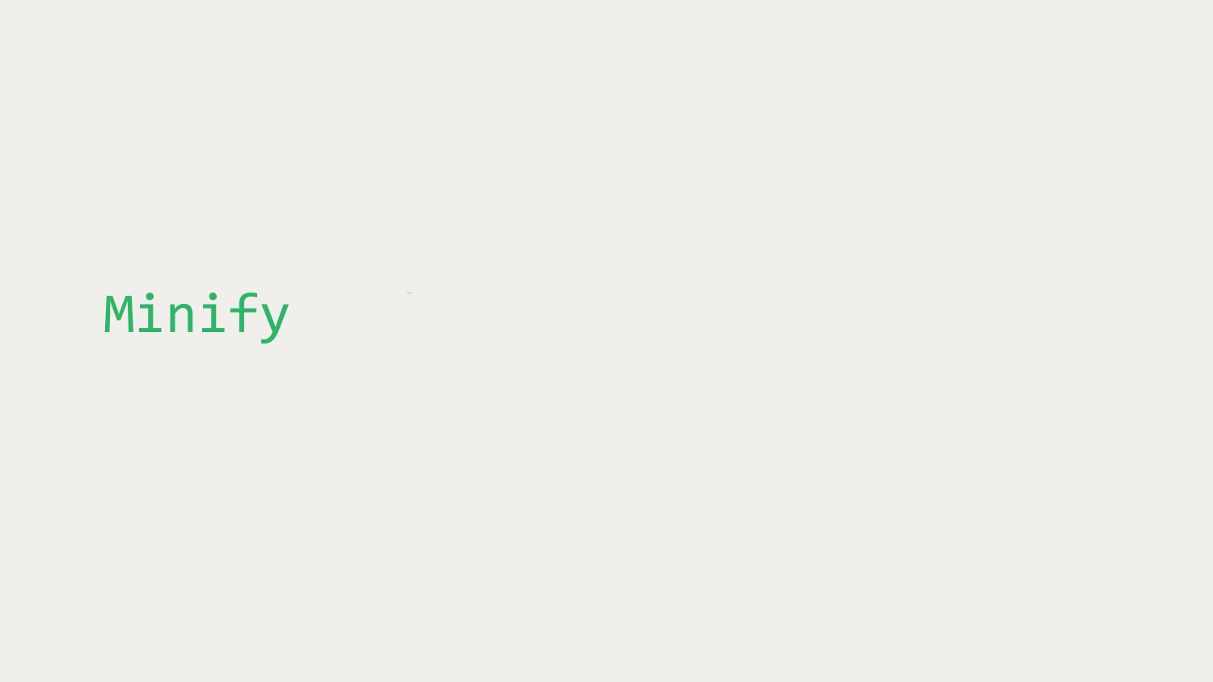# Minify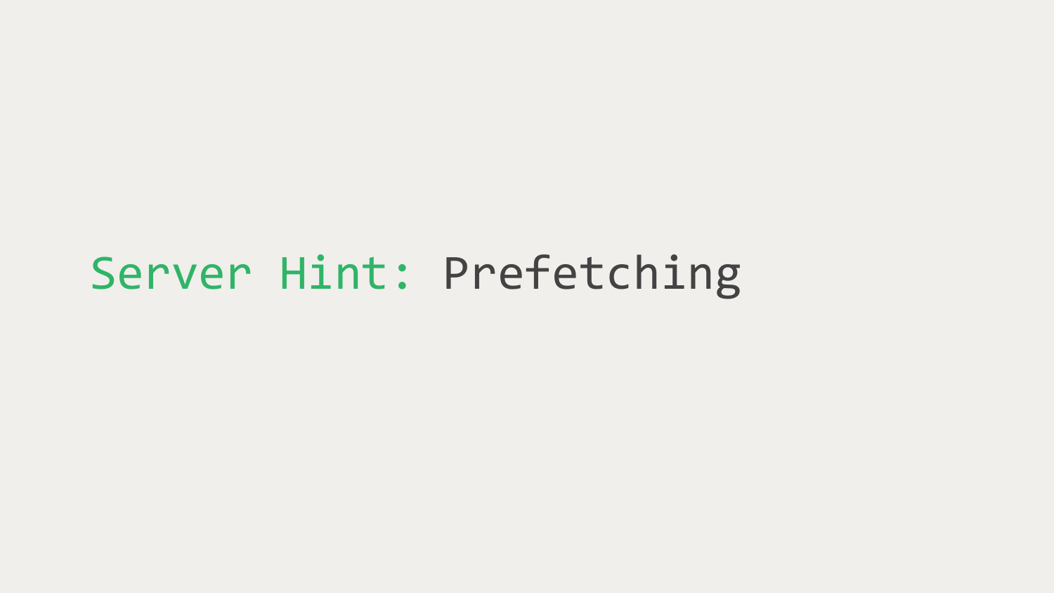# Server Hint: Prefetching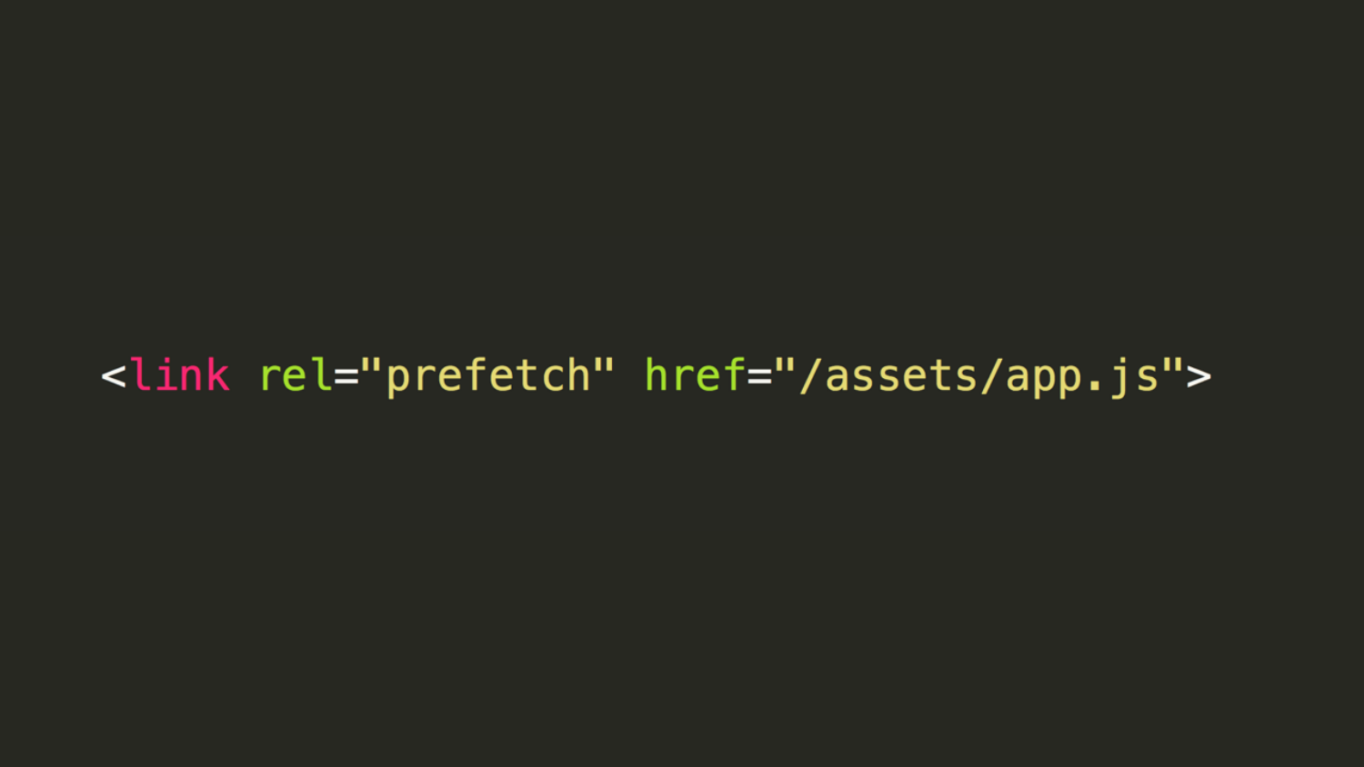```html
<link rel="prefetch" href="/assets/app.js">
```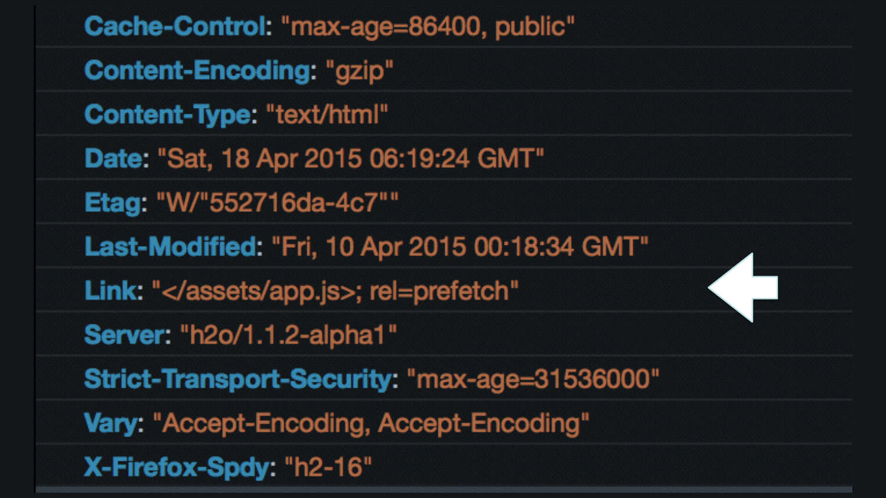```
Cache-Control: "max-age=86400, public"
Content-Encoding: "gzip"
Content-Type: "text/html"
Date: "Sat, 18 Apr 2015 06:19:24 GMT"
Etag: "W/"552716da-4c7""
Last-Modified: "Fri, 10 Apr 2015 00:18:34 GMT"
Link: "</assets/app.js>; rel=prefetch"
Server: "h2o/1.1.2-alpha1"
Strict-Transport-Security: "max-age=31536000"
Vary: "Accept-Encoding, Accept-Encoding"
X-Firefox-Spdy: "h2-16"
```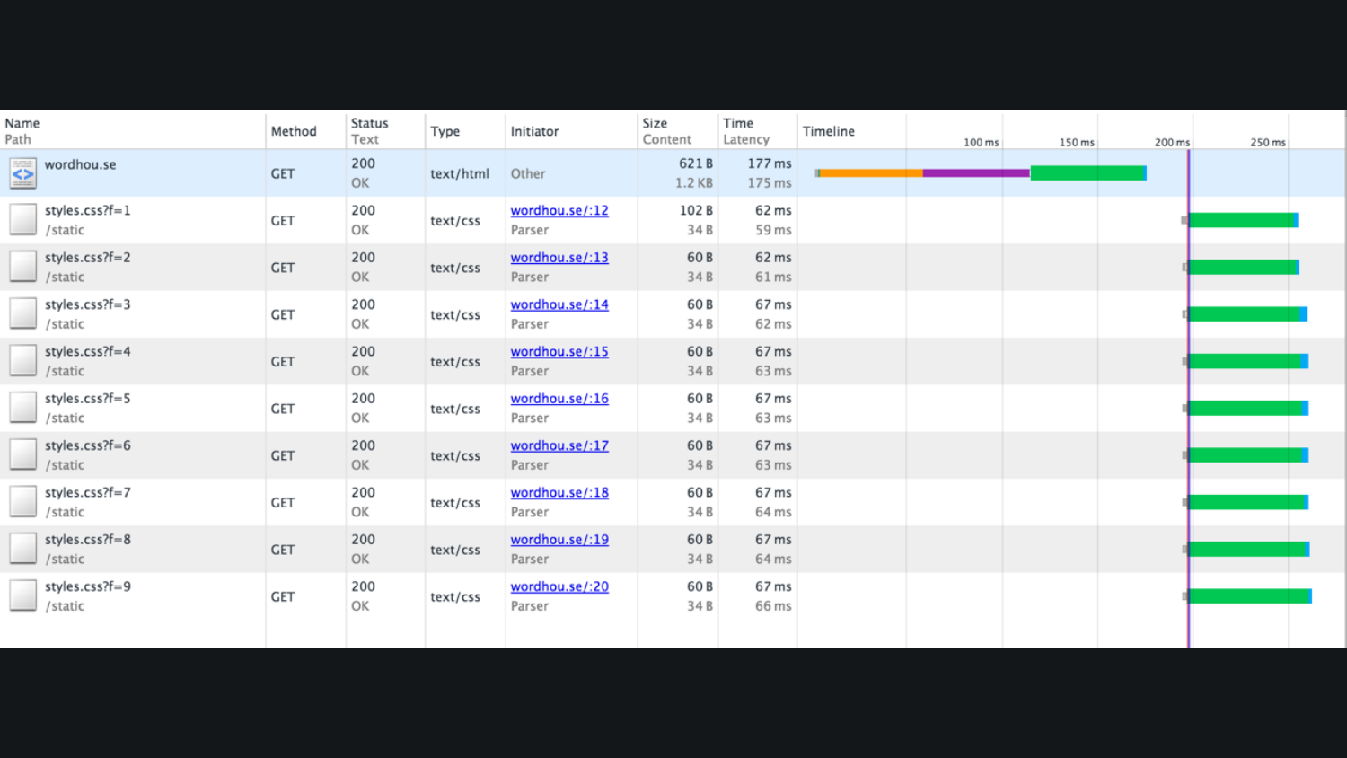| Name / Path | Method | Status / Text | Type | Initiator | Size / Content | Time / Latency | Timeline |
|---|---|---|---|---|---|---|---|
| wordhou.se | GET | 200 OK | text/html | Other | 621 B / 1.2 KB | 177 ms / 175 ms | |
| styles.css?f=1 /static | GET | 200 OK | text/css | wordhou.se/:12 Parser | 102 B / 34 B | 62 ms / 59 ms | |
| styles.css?f=2 /static | GET | 200 OK | text/css | wordhou.se/:13 Parser | 60 B / 34 B | 62 ms / 61 ms | |
| styles.css?f=3 /static | GET | 200 OK | text/css | wordhou.se/:14 Parser | 60 B / 34 B | 67 ms / 62 ms | |
| styles.css?f=4 /static | GET | 200 OK | text/css | wordhou.se/:15 Parser | 60 B / 34 B | 67 ms / 63 ms | |
| styles.css?f=5 /static | GET | 200 OK | text/css | wordhou.se/:16 Parser | 60 B / 34 B | 67 ms / 63 ms | |
| styles.css?f=6 /static | GET | 200 OK | text/css | wordhou.se/:17 Parser | 60 B / 34 B | 67 ms / 63 ms | |
| styles.css?f=7 /static | GET | 200 OK | text/css | wordhou.se/:18 Parser | 60 B / 34 B | 67 ms / 64 ms | |
| styles.css?f=8 /static | GET | 200 OK | text/css | wordhou.se/:19 Parser | 60 B / 34 B | 67 ms / 64 ms | |
| styles.css?f=9 /static | GET | 200 OK | text/css | wordhou.se/:20 Parser | 60 B / 34 B | 67 ms / 66 ms | |

Timeline scale: 100 ms, 150 ms, 200 ms, 250 ms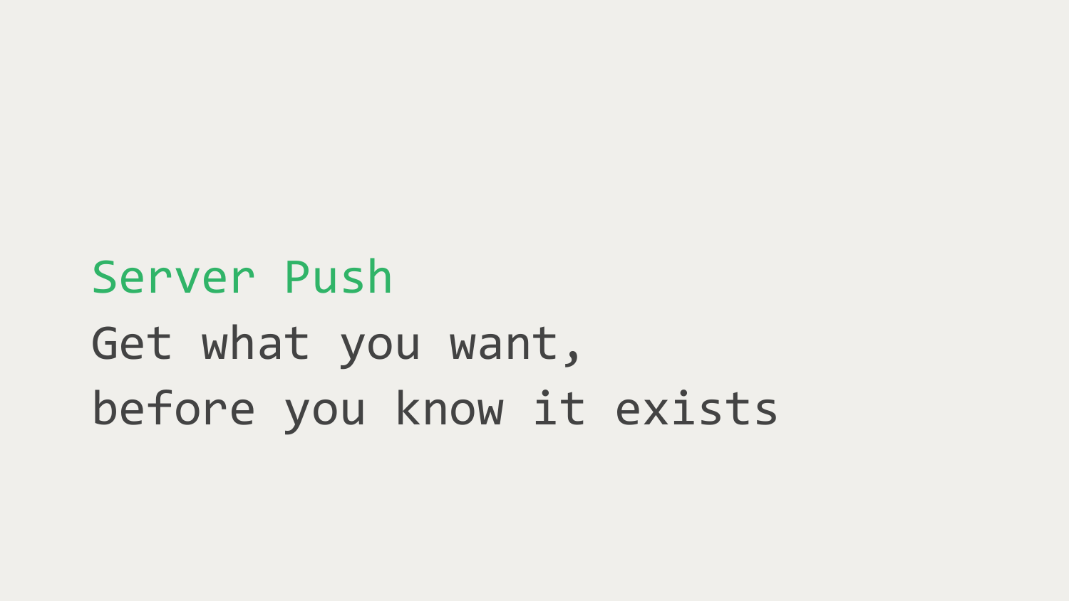## Server Push

Get what you want,
before you know it exists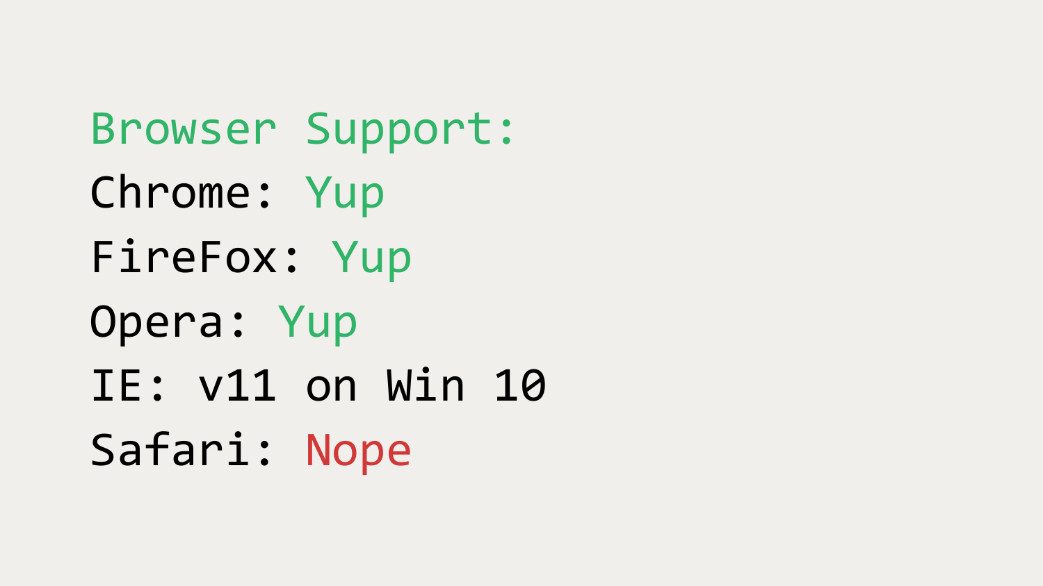Browser Support:

Chrome: Yup

FireFox: Yup

Opera: Yup

IE: v11 on Win 10

Safari: Nope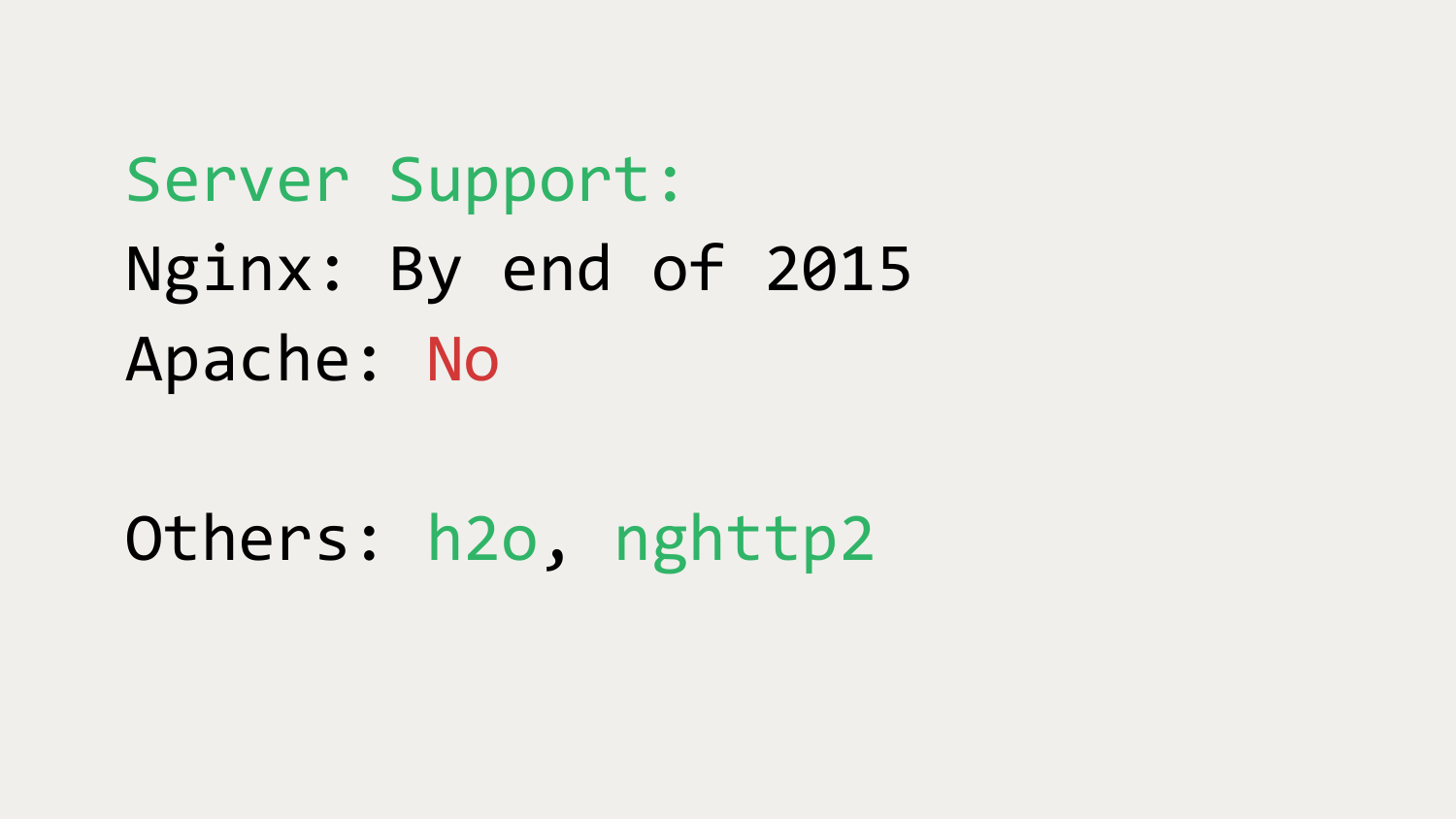## Server Support:

Nginx: By end of 2015

Apache: No

Others: h2o, nghttp2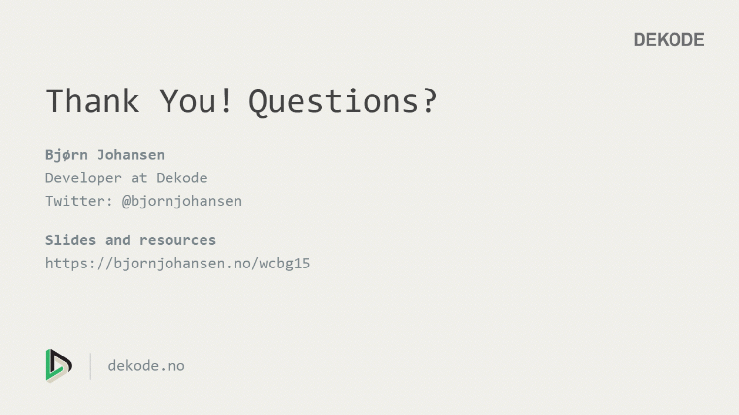DEKODE

# Thank You! Questions?

**Bjørn Johansen**
Developer at Dekode
Twitter: @bjornjohansen

**Slides and resources**
https://bjornjohansen.no/wcbg15

dekode.no